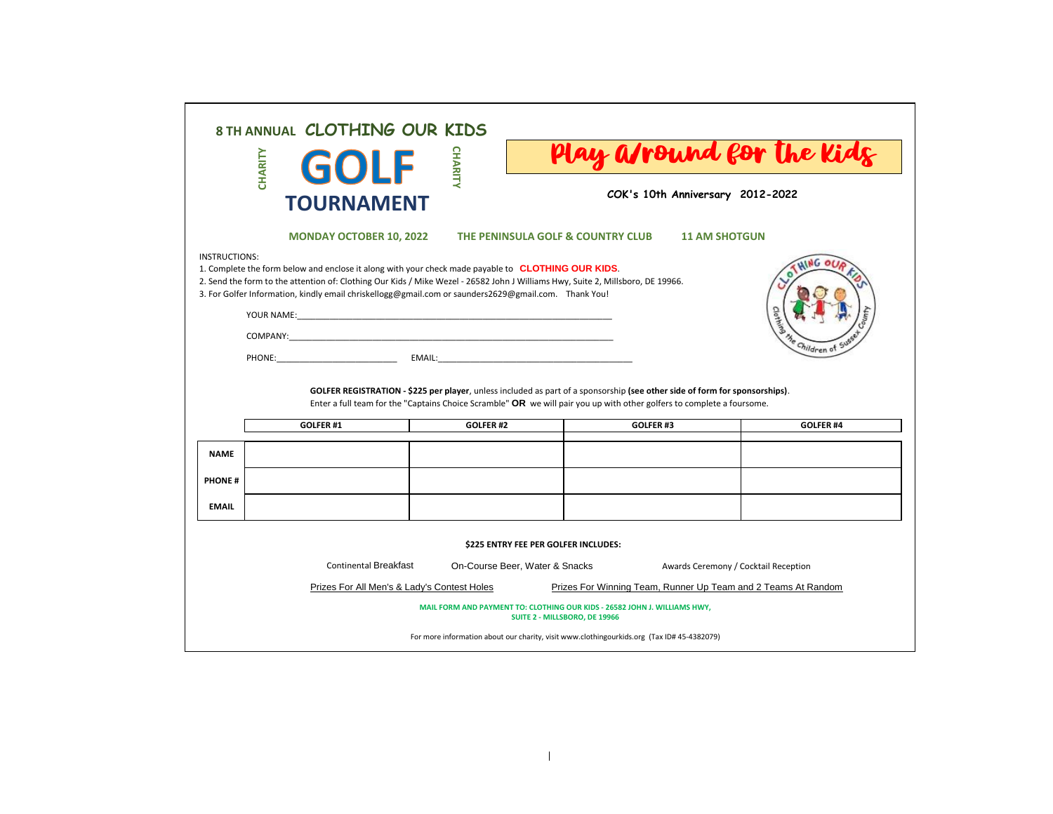# 8 TH ANNUAL CLOTHING OUR KIDS

CHARITY **GOLF** CHARITY

## TOURNAMENT

## Play a/round for the Kids

**COK's 10th Anniversary 2012-2022**

**MONDAY OCTOBER 10, 2022 THE PENINSULA GOLF & COUNTRY CLUB 11 AM SHOTGUN**

INSTRUCTIONS:

1. Complete the form below and enclose it along with your check made payable to **CLOTHING OUR KIDS**.
2. Send the form to the attention of: Clothing Our Kids / Mike Wezel - 26582 John J Williams Hwy, Suite 2, Millsboro, DE 19966.
3. For Golfer Information, kindly email chriskellogg@gmail.com or saunders2629@gmail.com. Thank You!

YOUR NAME:___________________________________________________________________

COMPANY:____________________________________________________________________

PHONE:_________________________ EMAIL:_________________________________________

**GOLFER REGISTRATION - $225 per player**, unless included as part of a sponsorship **(see other side of form for sponsorships)**.
Enter a full team for the "Captains Choice Scramble" **OR** we will pair you up with other golfers to complete a foursome.

| | GOLFER #1 | GOLFER #2 | GOLFER #3 | GOLFER #4 |
|---|---|---|---|---|
| **NAME** | | | | |
| **PHONE #** | | | | |
| **EMAIL** | | | | |

**$225 ENTRY FEE PER GOLFER INCLUDES:**

Continental Breakfast On-Course Beer, Water & Snacks Awards Ceremony / Cocktail Reception

Prizes For All Men's & Lady's Contest Holes Prizes For Winning Team, Runner Up Team and 2 Teams At Random

**MAIL FORM AND PAYMENT TO: CLOTHING OUR KIDS - 26582 JOHN J. WILLIAMS HWY, SUITE 2 - MILLSBORO, DE 19966**

For more information about our charity, visit www.clothingourkids.org (Tax ID# 45-4382079)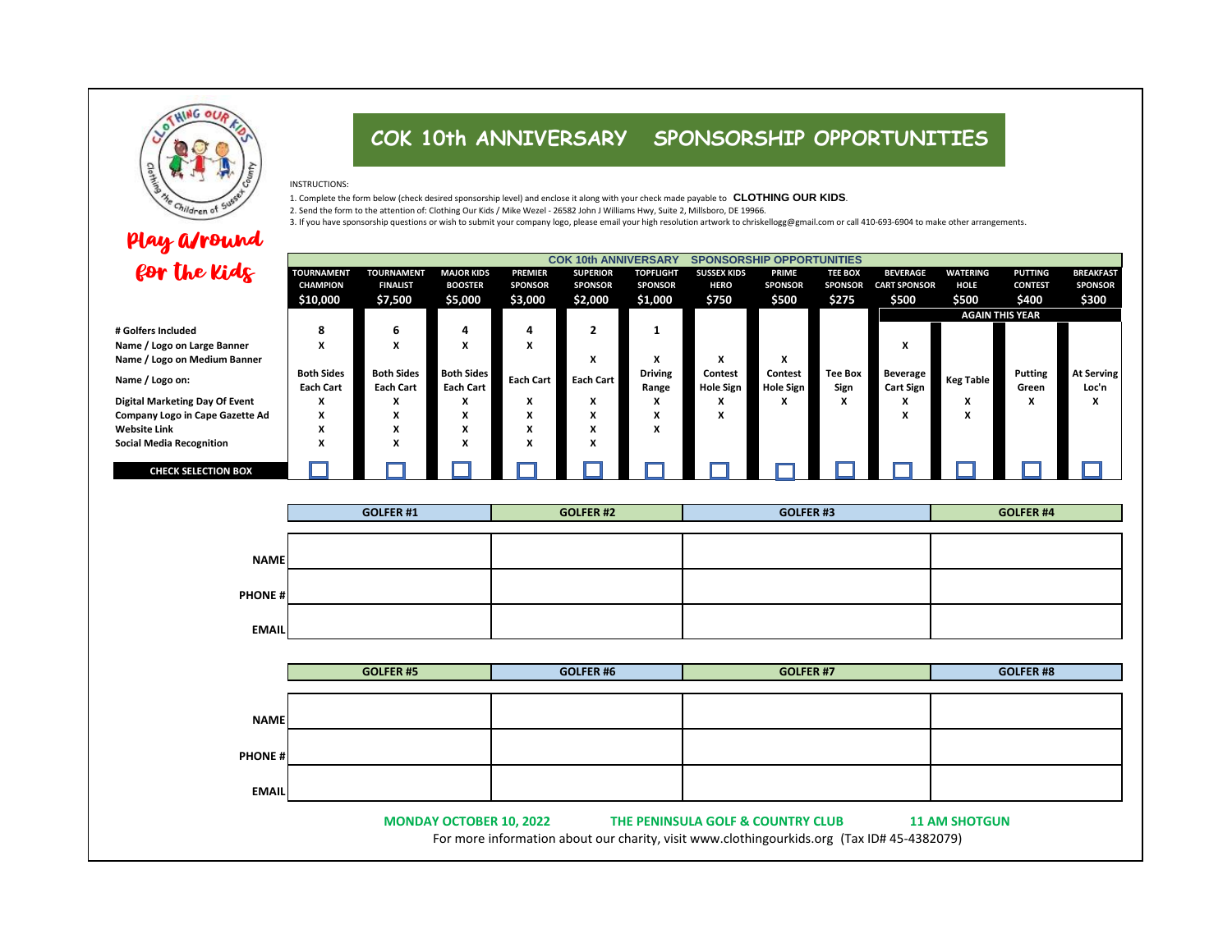Play a/round for the Kids

# COK 10th ANNIVERSARY SPONSORSHIP OPPORTUNITIES

INSTRUCTIONS:

1. Complete the form below (check desired sponsorship level) and enclose it along with your check made payable to **CLOTHING OUR KIDS**.
2. Send the form to the attention of: Clothing Our Kids / Mike Wezel - 26582 John J Williams Hwy, Suite 2, Millsboro, DE 19966.
3. If you have sponsorship questions or wish to submit your company logo, please email your high resolution artwork to chriskellogg@gmail.com or call 410-693-6904 to make other arrangements.

**COK 10th ANNIVERSARY SPONSORSHIP OPPORTUNITIES**

| | TOURNAMENT CHAMPION $10,000 | TOURNAMENT FINALIST $7,500 | MAJOR KIDS BOOSTER $5,000 | PREMIER SPONSOR $3,000 | SUPERIOR SPONSOR $2,000 | TOPFLIGHT SPONSOR $1,000 | SUSSEX KIDS HERO $750 | PRIME SPONSOR $500 | TEE BOX SPONSOR $275 | BEVERAGE CART SPONSOR $500 (AGAIN THIS YEAR) | WATERING HOLE $500 (AGAIN THIS YEAR) | PUTTING CONTEST $400 (AGAIN THIS YEAR) | BREAKFAST SPONSOR $300 (AGAIN THIS YEAR) |
|---|---|---|---|---|---|---|---|---|---|---|---|---|---|
| # Golfers Included | 8 | 6 | 4 | 4 | 2 | 1 | | | | | | | |
| Name / Logo on Large Banner | X | X | X | X | | | | | | X | | | |
| Name / Logo on Medium Banner | | | | | X | X | X | X | | | | | |
| Name / Logo on: | Both Sides Each Cart | Both Sides Each Cart | Both Sides Each Cart | Each Cart | Each Cart | Driving Range | Contest Hole Sign | Contest Hole Sign | Tee Box Sign | Beverage Cart Sign | Keg Table | Putting Green | At Serving Loc'n |
| Digital Marketing Day Of Event | X | X | X | X | X | X | X | X | X | X | X | X | X |
| Company Logo in Cape Gazette Ad | X | X | X | X | X | X | X | | | X | X | | |
| Website Link | X | X | X | X | X | X | | | | | | | |
| Social Media Recognition | X | X | X | X | X | | | | | | | | |
| CHECK SELECTION BOX | ☐ | ☐ | ☐ | ☐ | ☐ | ☐ | ☐ | ☐ | ☐ | ☐ | ☐ | ☐ | ☐ |

| | GOLFER #1 | GOLFER #2 | GOLFER #3 | GOLFER #4 |
|---|---|---|---|---|
| NAME | | | | |
| PHONE # | | | | |
| EMAIL | | | | |

| | GOLFER #5 | GOLFER #6 | GOLFER #7 | GOLFER #8 |
|---|---|---|---|---|
| NAME | | | | |
| PHONE # | | | | |
| EMAIL | | | | |

**MONDAY OCTOBER 10, 2022** **THE PENINSULA GOLF & COUNTRY CLUB** **11 AM SHOTGUN**

For more information about our charity, visit www.clothingourkids.org (Tax ID# 45-4382079)